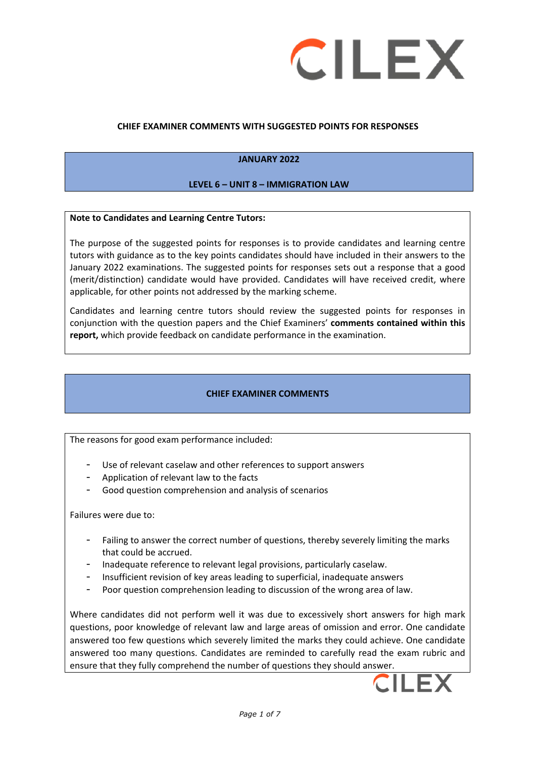**CHIEF EXAMINER COMMENTS WITH SUGGESTED POINTS FOR RESPONSES**

## JANUARY 2022

## LEVEL 6 – UNIT 8 – IMMIGRATION LAW

**Note to Candidates and Learning Centre Tutors:**

The purpose of the suggested points for responses is to provide candidates and learning centre tutors with guidance as to the key points candidates should have included in their answers to the January 2022 examinations. The suggested points for responses sets out a response that a good (merit/distinction) candidate would have provided. Candidates will have received credit, where applicable, for other points not addressed by the marking scheme.

Candidates and learning centre tutors should review the suggested points for responses in conjunction with the question papers and the Chief Examiners' **comments contained within this report,** which provide feedback on candidate performance in the examination.

## CHIEF EXAMINER COMMENTS

The reasons for good exam performance included:

- Use of relevant caselaw and other references to support answers
- Application of relevant law to the facts
- Good question comprehension and analysis of scenarios

Failures were due to:

- Failing to answer the correct number of questions, thereby severely limiting the marks that could be accrued.
- Inadequate reference to relevant legal provisions, particularly caselaw.
- Insufficient revision of key areas leading to superficial, inadequate answers
- Poor question comprehension leading to discussion of the wrong area of law.

Where candidates did not perform well it was due to excessively short answers for high mark questions, poor knowledge of relevant law and large areas of omission and error. One candidate answered too few questions which severely limited the marks they could achieve. One candidate answered too many questions. Candidates are reminded to carefully read the exam rubric and ensure that they fully comprehend the number of questions they should answer.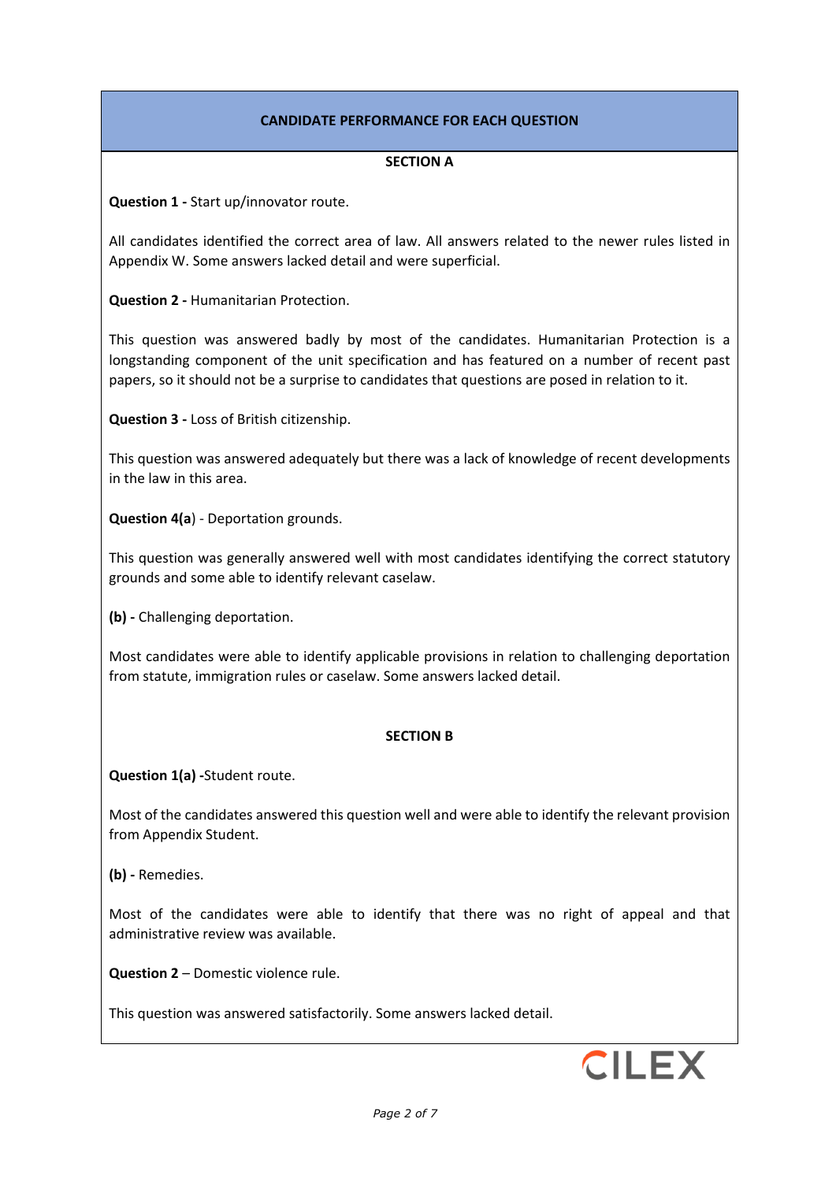## CANDIDATE PERFORMANCE FOR EACH QUESTION

### SECTION A

**Question 1 -** Start up/innovator route.

All candidates identified the correct area of law. All answers related to the newer rules listed in Appendix W. Some answers lacked detail and were superficial.

**Question 2 -** Humanitarian Protection.

This question was answered badly by most of the candidates. Humanitarian Protection is a longstanding component of the unit specification and has featured on a number of recent past papers, so it should not be a surprise to candidates that questions are posed in relation to it.

**Question 3 -** Loss of British citizenship.

This question was answered adequately but there was a lack of knowledge of recent developments in the law in this area.

**Question 4(a**) - Deportation grounds.

This question was generally answered well with most candidates identifying the correct statutory grounds and some able to identify relevant caselaw.

**(b) -** Challenging deportation.

Most candidates were able to identify applicable provisions in relation to challenging deportation from statute, immigration rules or caselaw. Some answers lacked detail.

### SECTION B

**Question 1(a) -**Student route.

Most of the candidates answered this question well and were able to identify the relevant provision from Appendix Student.

**(b) -** Remedies.

Most of the candidates were able to identify that there was no right of appeal and that administrative review was available.

**Question 2** – Domestic violence rule.

This question was answered satisfactorily. Some answers lacked detail.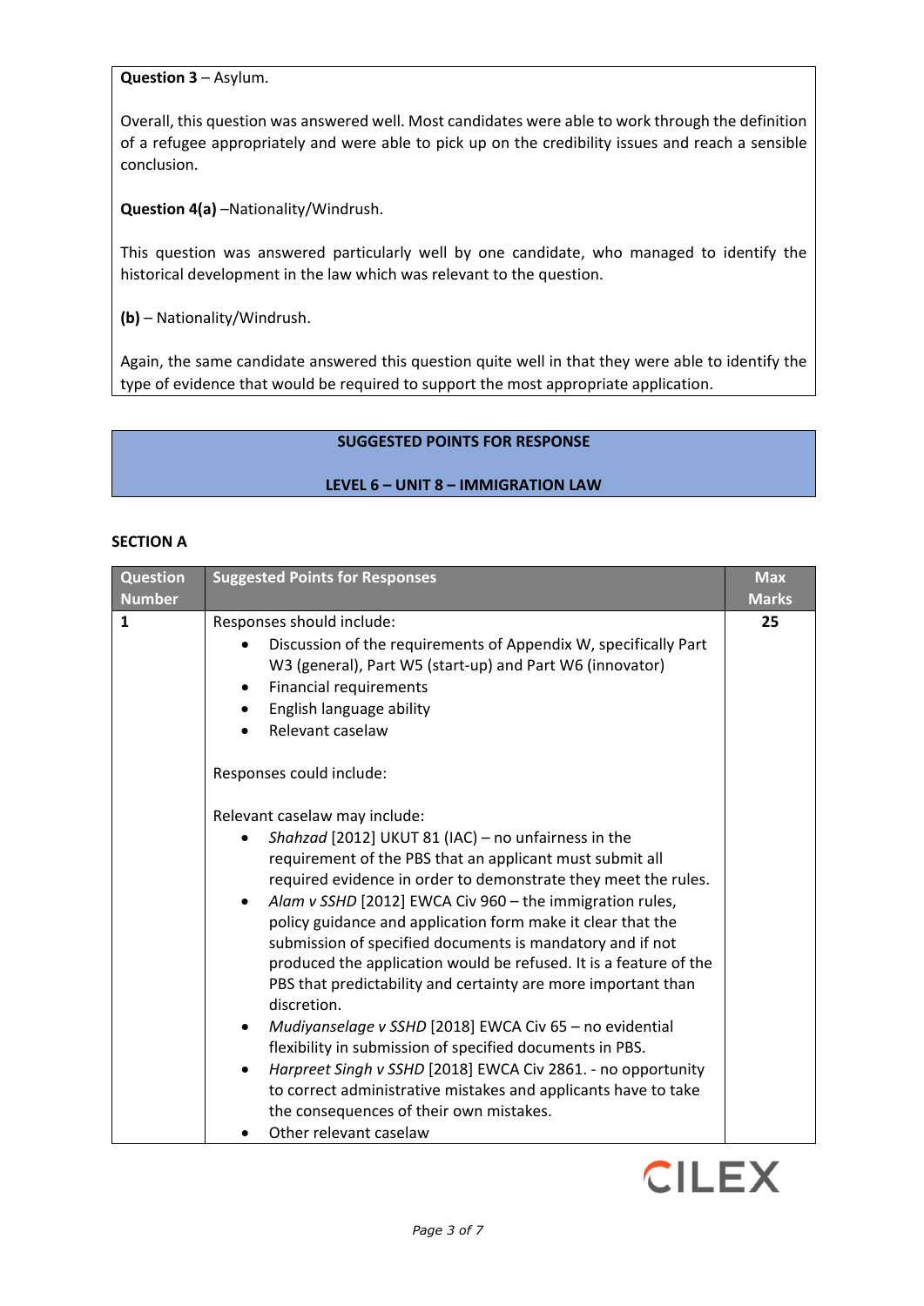**Question 3** – Asylum.

Overall, this question was answered well. Most candidates were able to work through the definition of a refugee appropriately and were able to pick up on the credibility issues and reach a sensible conclusion.

**Question 4(a)** –Nationality/Windrush.

This question was answered particularly well by one candidate, who managed to identify the historical development in the law which was relevant to the question.

**(b)** – Nationality/Windrush.

Again, the same candidate answered this question quite well in that they were able to identify the type of evidence that would be required to support the most appropriate application.

## SUGGESTED POINTS FOR RESPONSE

## LEVEL 6 – UNIT 8 – IMMIGRATION LAW

### SECTION A

| Question Number | Suggested Points for Responses | Max Marks |
|---|---|---|
| 1 | Responses should include:<br>• Discussion of the requirements of Appendix W, specifically Part W3 (general), Part W5 (start-up) and Part W6 (innovator)<br>• Financial requirements<br>• English language ability<br>• Relevant caselaw<br><br>Responses could include:<br><br>Relevant caselaw may include:<br>• *Shahzad* [2012] UKUT 81 (IAC) – no unfairness in the requirement of the PBS that an applicant must submit all required evidence in order to demonstrate they meet the rules.<br>• *Alam v SSHD* [2012] EWCA Civ 960 – the immigration rules, policy guidance and application form make it clear that the submission of specified documents is mandatory and if not produced the application would be refused. It is a feature of the PBS that predictability and certainty are more important than discretion.<br>• *Mudiyanselage v SSHD* [2018] EWCA Civ 65 – no evidential flexibility in submission of specified documents in PBS.<br>• *Harpreet Singh v SSHD* [2018] EWCA Civ 2861. - no opportunity to correct administrative mistakes and applicants have to take the consequences of their own mistakes.<br>• Other relevant caselaw | 25 |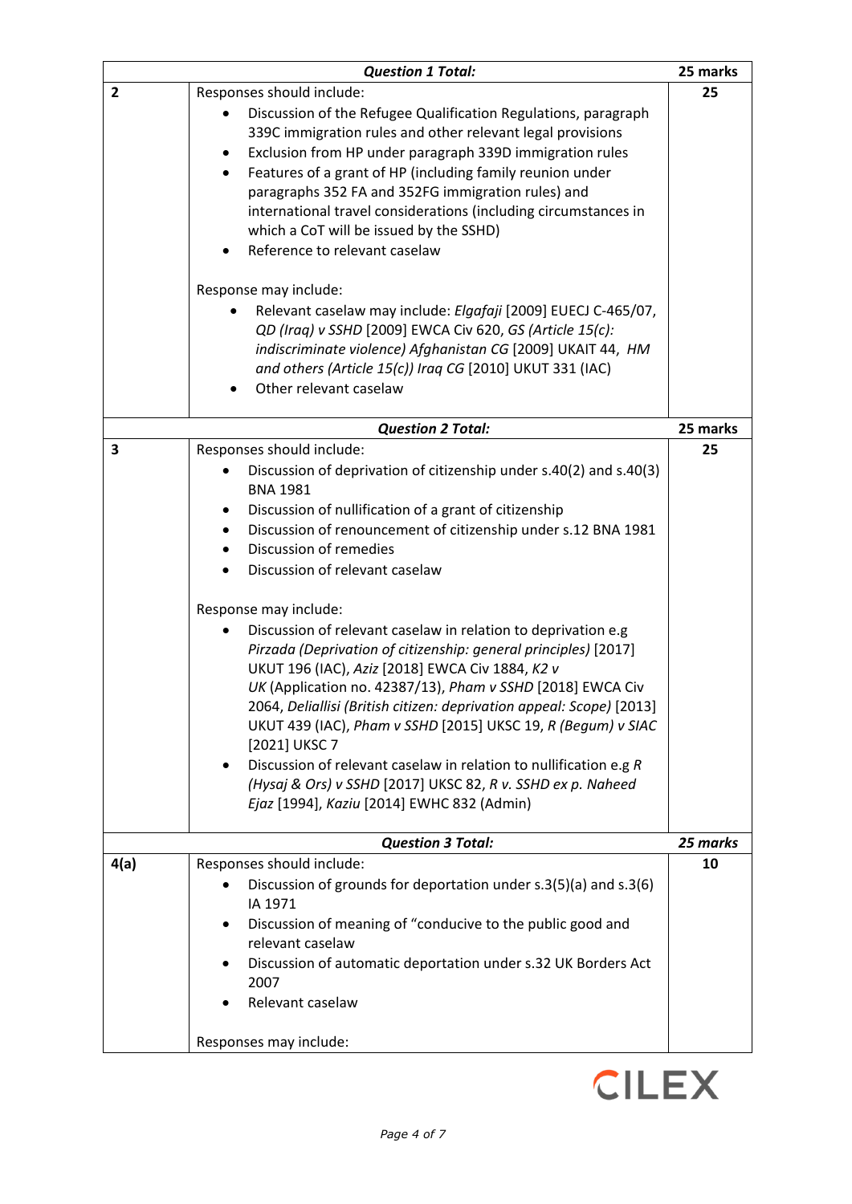| | *Question 1 Total:* | 25 marks |
|---|---|---|
| **2** | Responses should include:<br>• Discussion of the Refugee Qualification Regulations, paragraph 339C immigration rules and other relevant legal provisions<br>• Exclusion from HP under paragraph 339D immigration rules<br>• Features of a grant of HP (including family reunion under paragraphs 352 FA and 352FG immigration rules) and international travel considerations (including circumstances in which a CoT will be issued by the SSHD)<br>• Reference to relevant caselaw<br><br>Response may include:<br>• Relevant caselaw may include: *Elgafaji* [2009] EUECJ C-465/07, *QD (Iraq) v SSHD* [2009] EWCA Civ 620, *GS (Article 15(c): indiscriminate violence) Afghanistan CG* [2009] UKAIT 44, *HM and others (Article 15(c)) Iraq CG* [2010] UKUT 331 (IAC)<br>• Other relevant caselaw | 25 |
| | *Question 2 Total:* | 25 marks |
| **3** | Responses should include:<br>• Discussion of deprivation of citizenship under s.40(2) and s.40(3) BNA 1981<br>• Discussion of nullification of a grant of citizenship<br>• Discussion of renouncement of citizenship under s.12 BNA 1981<br>• Discussion of remedies<br>• Discussion of relevant caselaw<br><br>Response may include:<br>• Discussion of relevant caselaw in relation to deprivation e.g *Pirzada (Deprivation of citizenship: general principles)* [2017] UKUT 196 (IAC), *Aziz* [2018] EWCA Civ 1884, *K2 v UK* (Application no. 42387/13), *Pham v SSHD* [2018] EWCA Civ 2064, *Deliallisi (British citizen: deprivation appeal: Scope)* [2013] UKUT 439 (IAC), *Pham v SSHD* [2015] UKSC 19, *R (Begum) v SIAC* [2021] UKSC 7<br>• Discussion of relevant caselaw in relation to nullification e.g *R (Hysaj & Ors) v SSHD* [2017] UKSC 82, *R v. SSHD ex p. Naheed Ejaz* [1994], *Kaziu* [2014] EWHC 832 (Admin) | 25 |
| | *Question 3 Total:* | *25 marks* |
| **4(a)** | Responses should include:<br>• Discussion of grounds for deportation under s.3(5)(a) and s.3(6) IA 1971<br>• Discussion of meaning of "conducive to the public good and relevant caselaw<br>• Discussion of automatic deportation under s.32 UK Borders Act 2007<br>• Relevant caselaw<br><br>Responses may include: | 10 |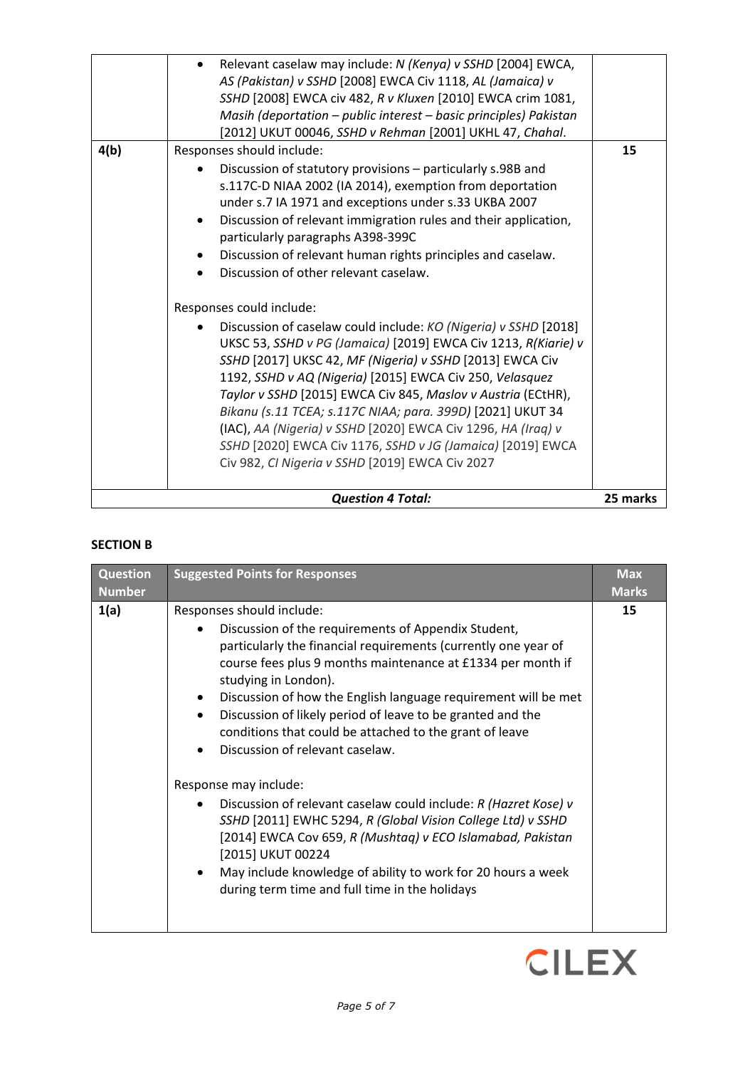| | | |
|---|---|---|
| | • Relevant caselaw may include: *N (Kenya) v SSHD* [2004] EWCA, *AS (Pakistan) v SSHD* [2008] EWCA Civ 1118, *AL (Jamaica) v SSHD* [2008] EWCA civ 482, *R v Kluxen* [2010] EWCA crim 1081, *Masih (deportation – public interest – basic principles) Pakistan* [2012] UKUT 00046, *SSHD v Rehman* [2001] UKHL 47, *Chahal*. | |
| **4(b)** | Responses should include:<br>• Discussion of statutory provisions – particularly s.98B and s.117C-D NIAA 2002 (IA 2014), exemption from deportation under s.7 IA 1971 and exceptions under s.33 UKBA 2007<br>• Discussion of relevant immigration rules and their application, particularly paragraphs A398-399C<br>• Discussion of relevant human rights principles and caselaw.<br>• Discussion of other relevant caselaw.<br><br>Responses could include:<br>• Discussion of caselaw could include: *KO (Nigeria) v SSHD* [2018] UKSC 53, *SSHD v PG (Jamaica)* [2019] EWCA Civ 1213, *R(Kiarie) v SSHD* [2017] UKSC 42, *MF (Nigeria) v SSHD* [2013] EWCA Civ 1192, *SSHD v AQ (Nigeria)* [2015] EWCA Civ 250, *Velasquez Taylor v SSHD* [2015] EWCA Civ 845, *Maslov v Austria* (ECtHR), *Bikanu (s.11 TCEA; s.117C NIAA; para. 399D)* [2021] UKUT 34 (IAC), *AA (Nigeria) v SSHD* [2020] EWCA Civ 1296, *HA (Iraq) v SSHD* [2020] EWCA Civ 1176, *SSHD v JG (Jamaica)* [2019] EWCA Civ 982, *CI Nigeria v SSHD* [2019] EWCA Civ 2027 | **15** |
| | ***Question 4 Total:*** | **25 marks** |

## SECTION B

| Question Number | Suggested Points for Responses | Max Marks |
|---|---|---|
| **1(a)** | Responses should include:<br>• Discussion of the requirements of Appendix Student, particularly the financial requirements (currently one year of course fees plus 9 months maintenance at £1334 per month if studying in London).<br>• Discussion of how the English language requirement will be met<br>• Discussion of likely period of leave to be granted and the conditions that could be attached to the grant of leave<br>• Discussion of relevant caselaw.<br><br>Response may include:<br>• Discussion of relevant caselaw could include: *R (Hazret Kose) v SSHD* [2011] EWHC 5294, *R (Global Vision College Ltd) v SSHD* [2014] EWCA Cov 659, *R (Mushtaq) v ECO Islamabad, Pakistan* [2015] UKUT 00224<br>• May include knowledge of ability to work for 20 hours a week during term time and full time in the holidays | **15** |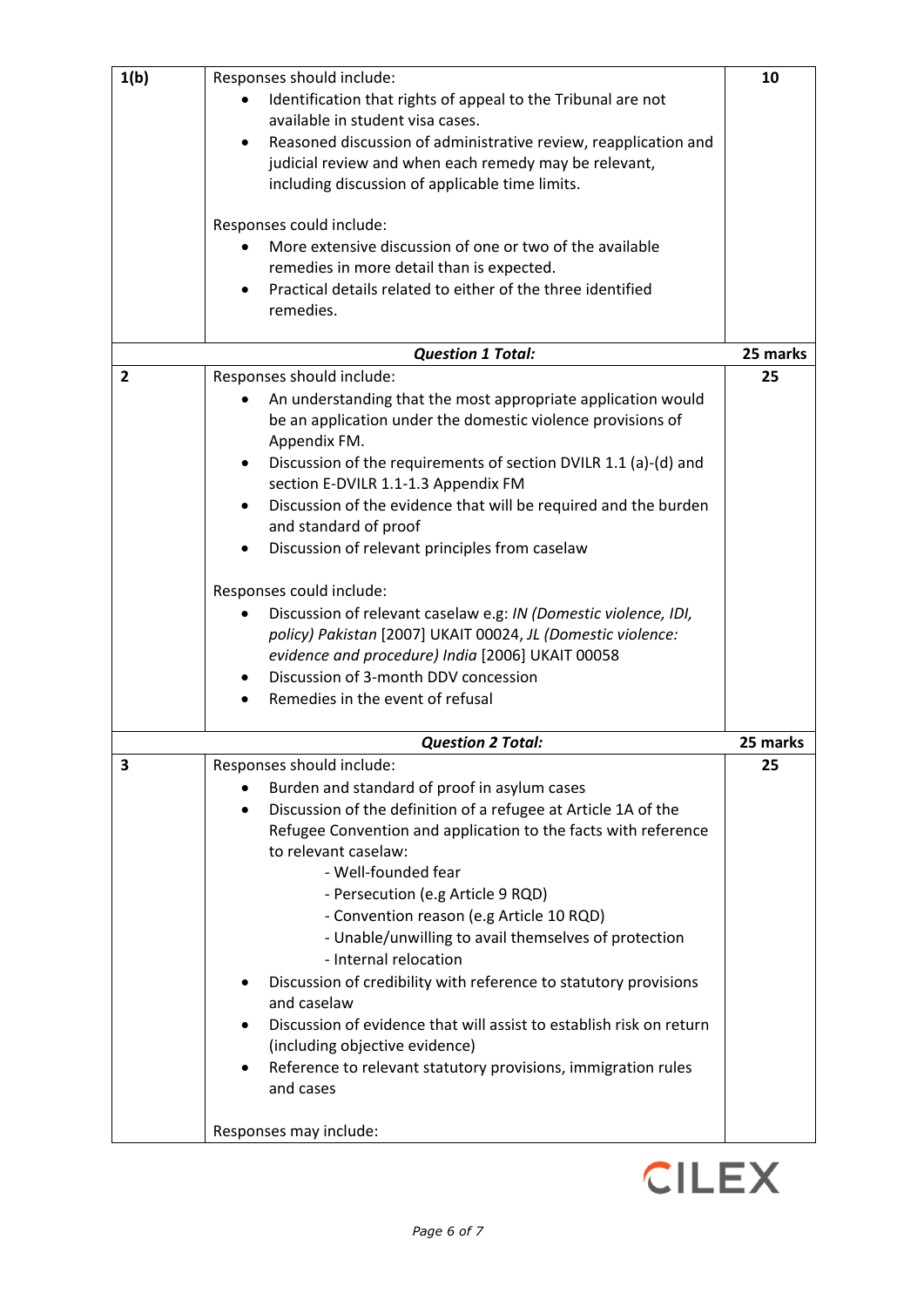| | | |
|---|---|---|
| **1(b)** | Responses should include:<br>• Identification that rights of appeal to the Tribunal are not available in student visa cases.<br>• Reasoned discussion of administrative review, reapplication and judicial review and when each remedy may be relevant, including discussion of applicable time limits.<br><br>Responses could include:<br>• More extensive discussion of one or two of the available remedies in more detail than is expected.<br>• Practical details related to either of the three identified remedies. | **10** |
| | ***Question 1 Total:*** | **25 marks** |
| **2** | Responses should include:<br>• An understanding that the most appropriate application would be an application under the domestic violence provisions of Appendix FM.<br>• Discussion of the requirements of section DVILR 1.1 (a)-(d) and section E-DVILR 1.1-1.3 Appendix FM<br>• Discussion of the evidence that will be required and the burden and standard of proof<br>• Discussion of relevant principles from caselaw<br><br>Responses could include:<br>• Discussion of relevant caselaw e.g: *IN (Domestic violence, IDI, policy) Pakistan* [2007] UKAIT 00024, *JL (Domestic violence: evidence and procedure) India* [2006] UKAIT 00058<br>• Discussion of 3-month DDV concession<br>• Remedies in the event of refusal | **25** |
| | ***Question 2 Total:*** | **25 marks** |
| **3** | Responses should include:<br>• Burden and standard of proof in asylum cases<br>• Discussion of the definition of a refugee at Article 1A of the Refugee Convention and application to the facts with reference to relevant caselaw:<br>&nbsp;&nbsp;&nbsp;&nbsp;- Well-founded fear<br>&nbsp;&nbsp;&nbsp;&nbsp;- Persecution (e.g Article 9 RQD)<br>&nbsp;&nbsp;&nbsp;&nbsp;- Convention reason (e.g Article 10 RQD)<br>&nbsp;&nbsp;&nbsp;&nbsp;- Unable/unwilling to avail themselves of protection<br>&nbsp;&nbsp;&nbsp;&nbsp;- Internal relocation<br>• Discussion of credibility with reference to statutory provisions and caselaw<br>• Discussion of evidence that will assist to establish risk on return (including objective evidence)<br>• Reference to relevant statutory provisions, immigration rules and cases<br><br>Responses may include: | **25** |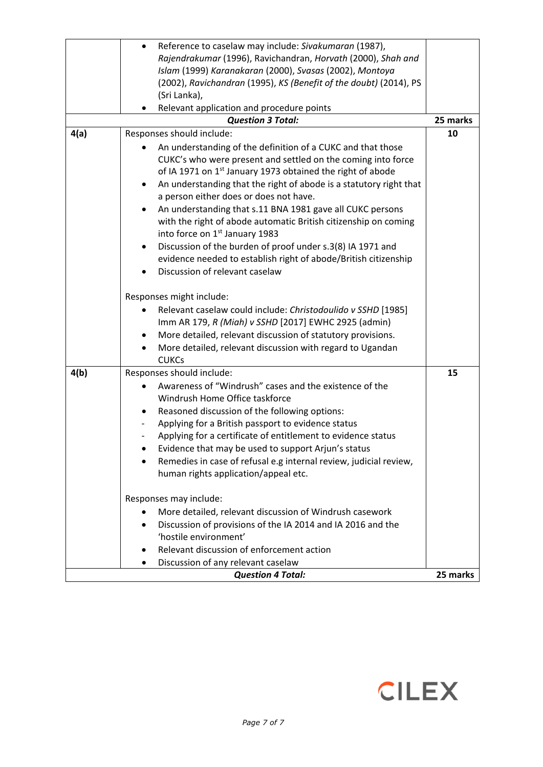| | | |
|---|---|---|
| | • Reference to caselaw may include: *Sivakumaran* (1987), *Rajendrakumar* (1996), Ravichandran, *Horvath* (2000), *Shah and Islam* (1999) *Karanakaran* (2000), *Svasas* (2002), *Montoya* (2002), *Ravichandran* (1995), *KS (Benefit of the doubt)* (2014), PS (Sri Lanka),<br>• Relevant application and procedure points | |
| | ***Question 3 Total:*** | **25 marks** |
| **4(a)** | Responses should include:<br>• An understanding of the definition of a CUKC and that those CUKC's who were present and settled on the coming into force of IA 1971 on 1st January 1973 obtained the right of abode<br>• An understanding that the right of abode is a statutory right that a person either does or does not have.<br>• An understanding that s.11 BNA 1981 gave all CUKC persons with the right of abode automatic British citizenship on coming into force on 1st January 1983<br>• Discussion of the burden of proof under s.3(8) IA 1971 and evidence needed to establish right of abode/British citizenship<br>• Discussion of relevant caselaw<br><br>Responses might include:<br>• Relevant caselaw could include: *Christodoulido v SSHD* [1985] Imm AR 179, *R (Miah) v SSHD* [2017] EWHC 2925 (admin)<br>• More detailed, relevant discussion of statutory provisions.<br>• More detailed, relevant discussion with regard to Ugandan CUKCs | **10** |
| **4(b)** | Responses should include:<br>• Awareness of "Windrush" cases and the existence of the Windrush Home Office taskforce<br>• Reasoned discussion of the following options:<br>- Applying for a British passport to evidence status<br>- Applying for a certificate of entitlement to evidence status<br>• Evidence that may be used to support Arjun's status<br>• Remedies in case of refusal e.g internal review, judicial review, human rights application/appeal etc.<br><br>Responses may include:<br>• More detailed, relevant discussion of Windrush casework<br>• Discussion of provisions of the IA 2014 and IA 2016 and the 'hostile environment'<br>• Relevant discussion of enforcement action<br>• Discussion of any relevant caselaw | **15** |
| | ***Question 4 Total:*** | **25 marks** |